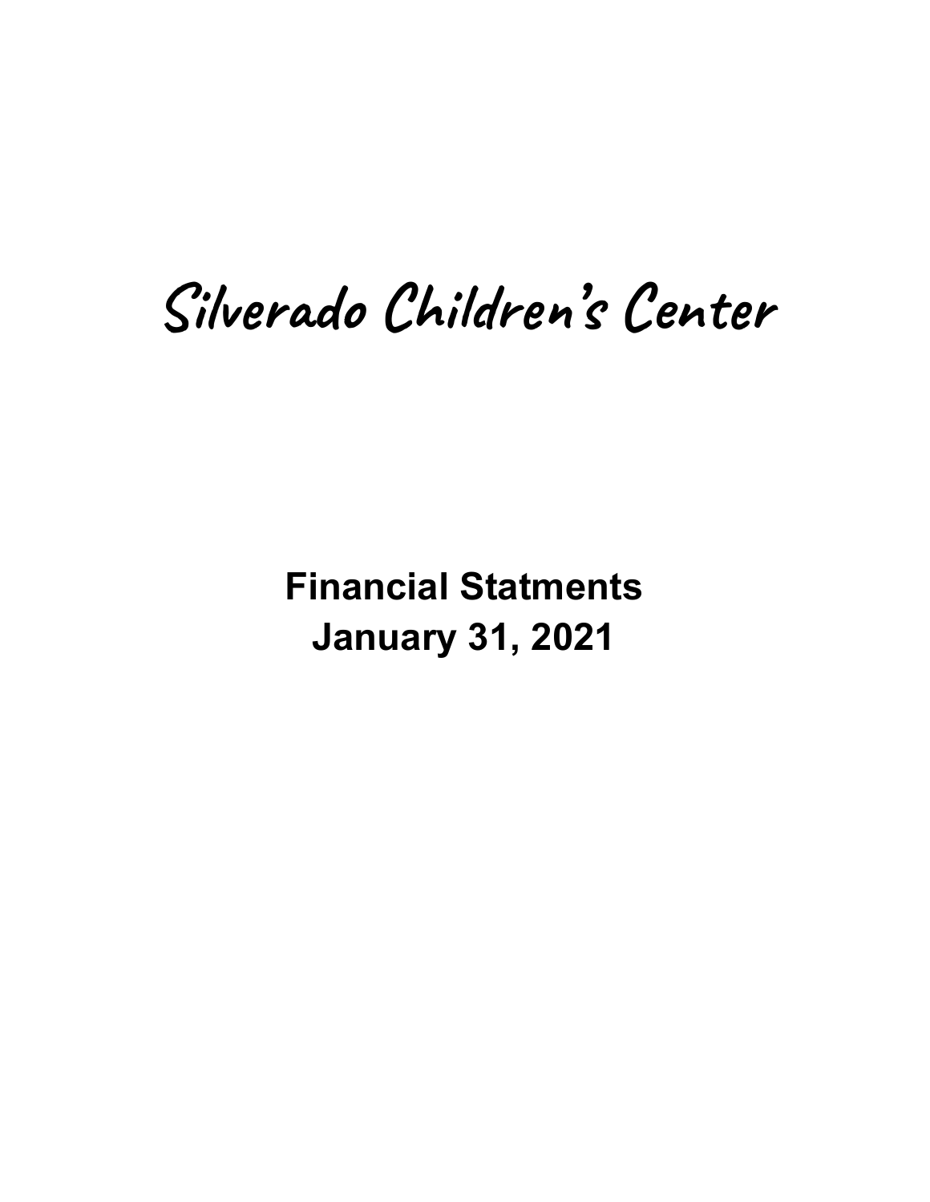# Silverado Children's Center

## Financial Statments
## January 31, 2021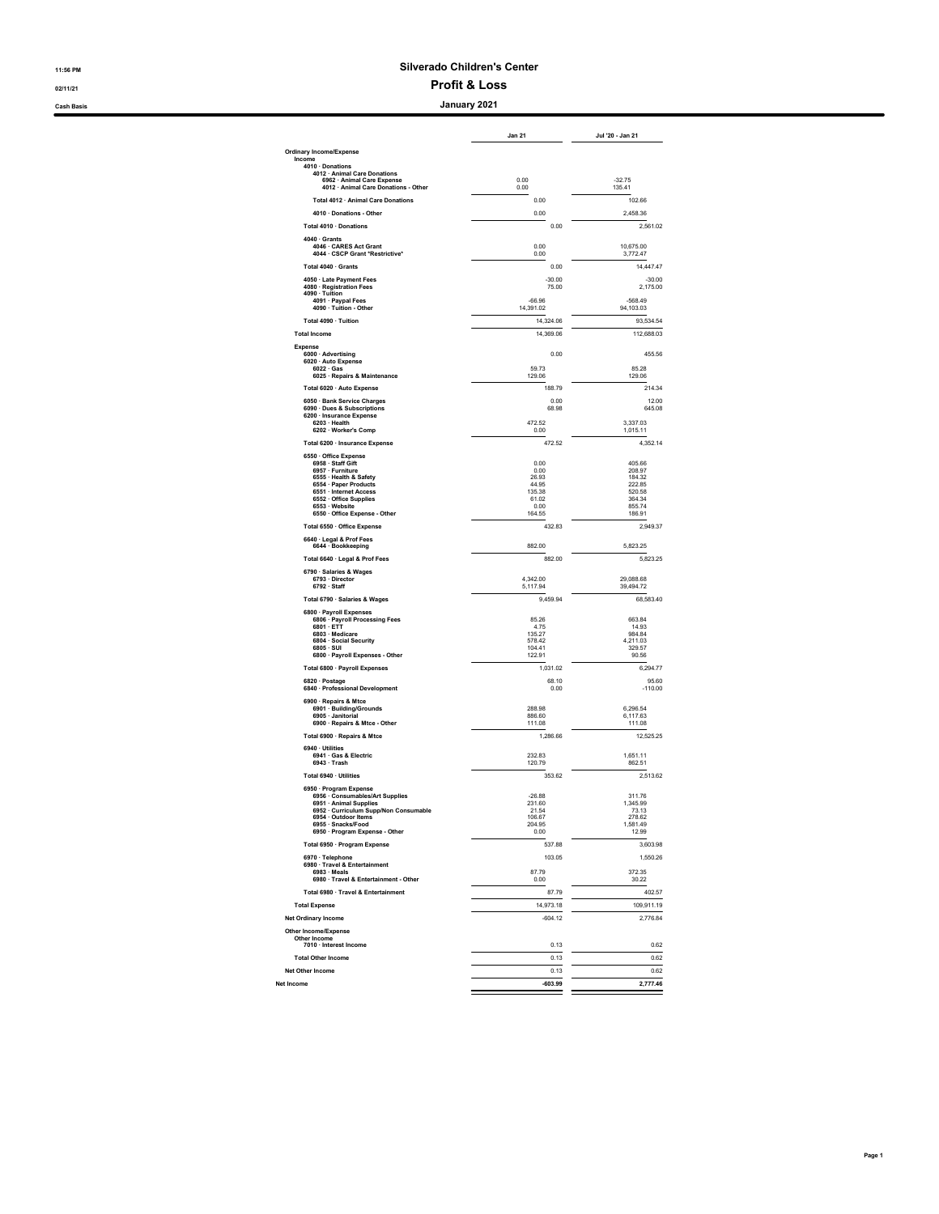# Silverado Children's Center

## Profit & Loss

### January 2021

11:56 PM
02/11/21
Cash Basis

| | Jan 21 | Jul '20 - Jan 21 |
|---|---|---|
| **Ordinary Income/Expense** | | |
| **Income** | | |
| **4010 · Donations** | | |
| **4012 · Animal Care Donations** | | |
| 6962 · Animal Care Expense | 0.00 | -32.75 |
| 4012 · Animal Care Donations - Other | 0.00 | 135.41 |
| **Total 4012 · Animal Care Donations** | 0.00 | 102.66 |
| 4010 · Donations - Other | 0.00 | 2,458.36 |
| **Total 4010 · Donations** | 0.00 | 2,561.02 |
| **4040 · Grants** | | |
| 4046 · CARES Act Grant | 0.00 | 10,675.00 |
| 4044 · CSCP Grant \*Restrictive\* | 0.00 | 3,772.47 |
| **Total 4040 · Grants** | 0.00 | 14,447.47 |
| 4050 · Late Payment Fees | -30.00 | -30.00 |
| 4080 · Registration Fees | 75.00 | 2,175.00 |
| **4090 · Tuition** | | |
| 4091 · Paypal Fees | -66.96 | -568.49 |
| 4090 · Tuition - Other | 14,391.02 | 94,103.03 |
| **Total 4090 · Tuition** | 14,324.06 | 93,534.54 |
| **Total Income** | 14,369.06 | 112,688.03 |
| **Expense** | | |
| 6000 · Advertising | 0.00 | 455.56 |
| **6020 · Auto Expense** | | |
| 6022 · Gas | 59.73 | 85.28 |
| 6025 · Repairs & Maintenance | 129.06 | 129.06 |
| **Total 6020 · Auto Expense** | 188.79 | 214.34 |
| 6050 · Bank Service Charges | 0.00 | 12.00 |
| 6090 · Dues & Subscriptions | 68.98 | 645.08 |
| **6200 · Insurance Expense** | | |
| 6203 · Health | 472.52 | 3,337.03 |
| 6202 · Worker's Comp | 0.00 | 1,015.11 |
| **Total 6200 · Insurance Expense** | 472.52 | 4,352.14 |
| **6550 · Office Expense** | | |
| 6958 · Staff Gift | 0.00 | 405.66 |
| 6957 · Furniture | 0.00 | 208.97 |
| 6555 · Health & Safety | 26.93 | 184.32 |
| 6554 · Paper Products | 44.95 | 222.85 |
| 6551 · Internet Access | 135.38 | 520.58 |
| 6552 · Office Supplies | 61.02 | 364.34 |
| 6553 · Website | 0.00 | 855.74 |
| 6550 · Office Expense - Other | 164.55 | 186.91 |
| **Total 6550 · Office Expense** | 432.83 | 2,949.37 |
| **6640 · Legal & Prof Fees** | | |
| 6644 · Bookkeeping | 882.00 | 5,823.25 |
| **Total 6640 · Legal & Prof Fees** | 882.00 | 5,823.25 |
| **6790 · Salaries & Wages** | | |
| 6793 · Director | 4,342.00 | 29,088.68 |
| 6792 · Staff | 5,117.94 | 39,494.72 |
| **Total 6790 · Salaries & Wages** | 9,459.94 | 68,583.40 |
| **6800 · Payroll Expenses** | | |
| 6806 · Payroll Processing Fees | 85.26 | 663.84 |
| 6801 · ETT | 4.75 | 14.93 |
| 6803 · Medicare | 135.27 | 984.84 |
| 6804 · Social Security | 578.42 | 4,211.03 |
| 6805 · SUI | 104.41 | 329.57 |
| 6800 · Payroll Expenses - Other | 122.91 | 90.56 |
| **Total 6800 · Payroll Expenses** | 1,031.02 | 6,294.77 |
| 6820 · Postage | 68.10 | 95.60 |
| 6840 · Professional Development | 0.00 | -110.00 |
| **6900 · Repairs & Mtce** | | |
| 6901 · Building/Grounds | 288.98 | 6,296.54 |
| 6905 · Janitorial | 886.60 | 6,117.63 |
| 6900 · Repairs & Mtce - Other | 111.08 | 111.08 |
| **Total 6900 · Repairs & Mtce** | 1,286.66 | 12,525.25 |
| **6940 · Utilities** | | |
| 6941 · Gas & Electric | 232.83 | 1,651.11 |
| 6943 · Trash | 120.79 | 862.51 |
| **Total 6940 · Utilities** | 353.62 | 2,513.62 |
| **6950 · Program Expense** | | |
| 6956 · Consumables/Art Supplies | -26.88 | 311.76 |
| 6951 · Animal Supplies | 231.60 | 1,345.99 |
| 6952 · Curriculum Supp/Non Consumable | 21.54 | 73.13 |
| 6954 · Outdoor Items | 106.67 | 278.62 |
| 6955 · Snacks/Food | 204.95 | 1,581.49 |
| 6950 · Program Expense - Other | 0.00 | 12.99 |
| **Total 6950 · Program Expense** | 537.88 | 3,603.98 |
| 6970 · Telephone | 103.05 | 1,550.26 |
| **6980 · Travel & Entertainment** | | |
| 6983 · Meals | 87.79 | 372.35 |
| 6980 · Travel & Entertainment - Other | 0.00 | 30.22 |
| **Total 6980 · Travel & Entertainment** | 87.79 | 402.57 |
| **Total Expense** | 14,973.18 | 109,911.19 |
| **Net Ordinary Income** | -604.12 | 2,776.84 |
| **Other Income/Expense** | | |
| **Other Income** | | |
| 7010 · Interest Income | 0.13 | 0.62 |
| **Total Other Income** | 0.13 | 0.62 |
| **Net Other Income** | 0.13 | 0.62 |
| **Net Income** | **-603.99** | **2,777.46** |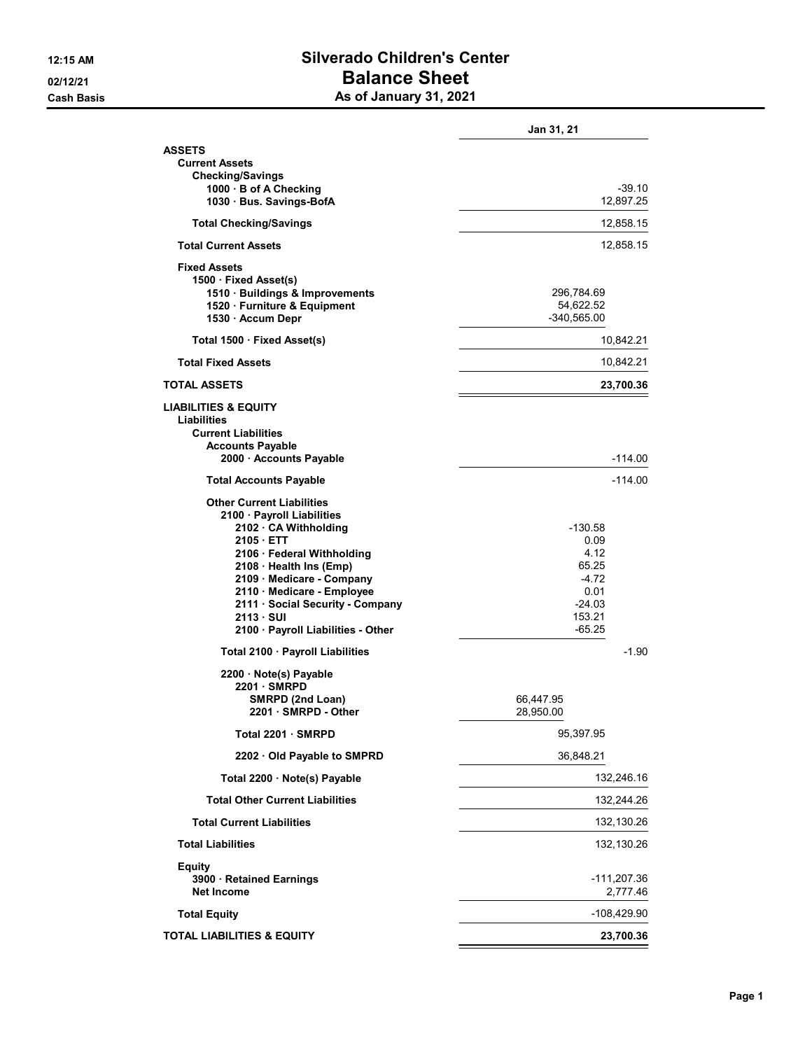# Silverado Children's Center

## Balance Sheet

### As of January 31, 2021

12:15 AM
02/12/21
Cash Basis

| | | Jan 31, 21 |
|---|---|---|
| **ASSETS** | | |
| **Current Assets** | | |
| **Checking/Savings** | | |
| 1000 · B of A Checking | | -39.10 |
| 1030 · Bus. Savings-BofA | | 12,897.25 |
| **Total Checking/Savings** | | 12,858.15 |
| **Total Current Assets** | | 12,858.15 |
| **Fixed Assets** | | |
| 1500 · Fixed Asset(s) | | |
| 1510 · Buildings & Improvements | 296,784.69 | |
| 1520 · Furniture & Equipment | 54,622.52 | |
| 1530 · Accum Depr | -340,565.00 | |
| **Total 1500 · Fixed Asset(s)** | | 10,842.21 |
| **Total Fixed Assets** | | 10,842.21 |
| **TOTAL ASSETS** | | **23,700.36** |
| **LIABILITIES & EQUITY** | | |
| **Liabilities** | | |
| **Current Liabilities** | | |
| **Accounts Payable** | | |
| 2000 · Accounts Payable | | -114.00 |
| **Total Accounts Payable** | | -114.00 |
| **Other Current Liabilities** | | |
| 2100 · Payroll Liabilities | | |
| 2102 · CA Withholding | -130.58 | |
| 2105 · ETT | 0.09 | |
| 2106 · Federal Withholding | 4.12 | |
| 2108 · Health Ins (Emp) | 65.25 | |
| 2109 · Medicare - Company | -4.72 | |
| 2110 · Medicare - Employee | 0.01 | |
| 2111 · Social Security - Company | -24.03 | |
| 2113 · SUI | 153.21 | |
| 2100 · Payroll Liabilities - Other | -65.25 | |
| **Total 2100 · Payroll Liabilities** | | -1.90 |
| 2200 · Note(s) Payable | | |
| 2201 · SMRPD | | |
| SMRPD (2nd Loan) | 66,447.95 | |
| 2201 · SMRPD - Other | 28,950.00 | |
| **Total 2201 · SMRPD** | 95,397.95 | |
| 2202 · Old Payable to SMPRD | 36,848.21 | |
| **Total 2200 · Note(s) Payable** | | 132,246.16 |
| **Total Other Current Liabilities** | | 132,244.26 |
| **Total Current Liabilities** | | 132,130.26 |
| **Total Liabilities** | | 132,130.26 |
| **Equity** | | |
| 3900 · Retained Earnings | | -111,207.36 |
| Net Income | | 2,777.46 |
| **Total Equity** | | -108,429.90 |
| **TOTAL LIABILITIES & EQUITY** | | **23,700.36** |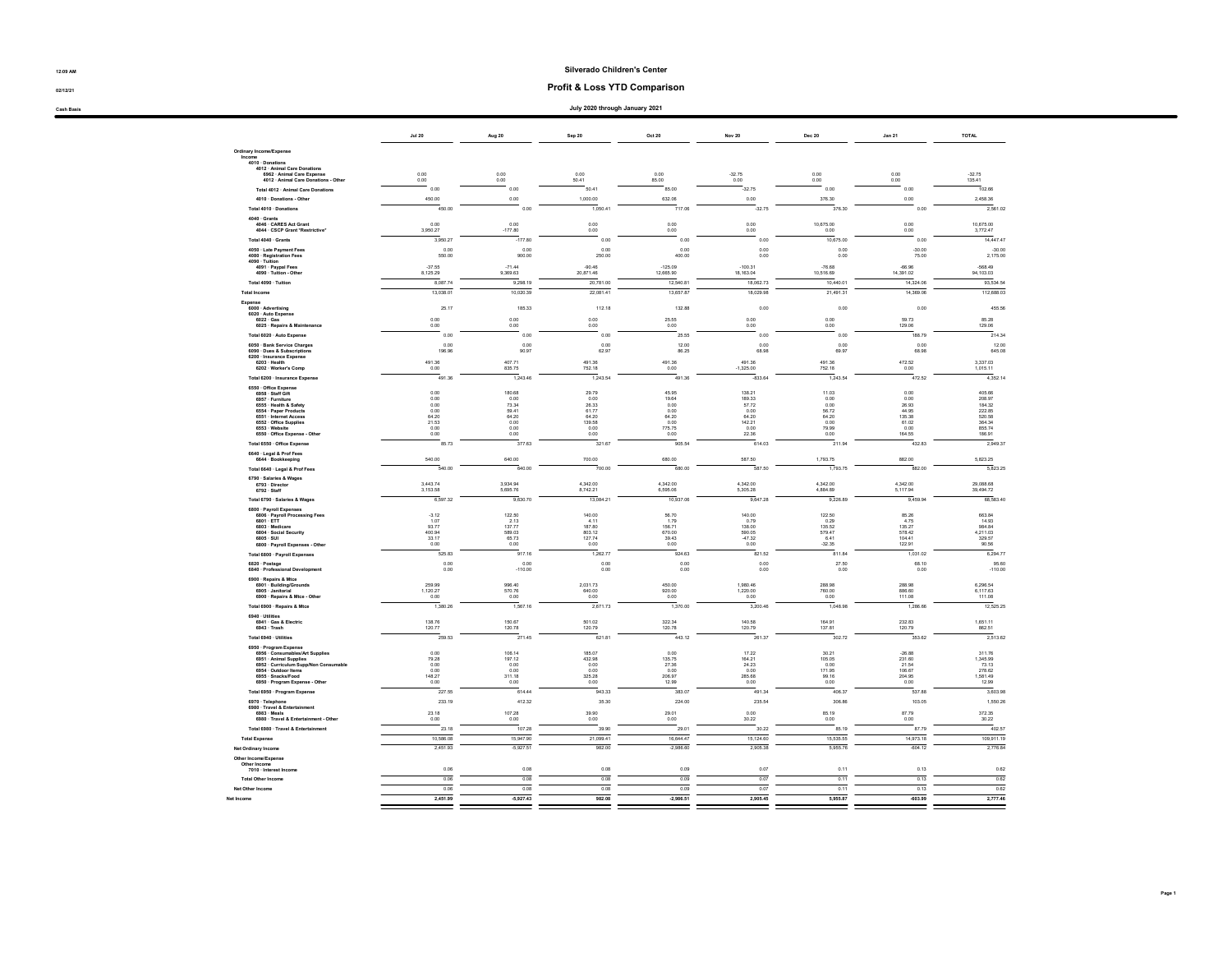**12:09 AM** **Silverado Children's Center**

**02/12/21** **Profit & Loss YTD Comparison**

**Cash Basis** **July 2020 through January 2021**

| | Jul 20 | Aug 20 | Sep 20 | Oct 20 | Nov 20 | Dec 20 | Jan 21 | TOTAL |
|---|---|---|---|---|---|---|---|---|
| **Ordinary Income/Expense** | | | | | | | | |
| **Income** | | | | | | | | |
| **4010 · Donations** | | | | | | | | |
| **4012 · Animal Care Donations** | | | | | | | | |
| 6962 · Animal Care Expense | 0.00 | 0.00 | 0.00 | 0.00 | -32.75 | 0.00 | 0.00 | -32.75 |
| 4012 · Animal Care Donations - Other | 0.00 | 0.00 | 50.41 | 85.00 | 0.00 | 0.00 | 0.00 | 135.41 |
| **Total 4012 · Animal Care Donations** | 0.00 | 0.00 | 50.41 | 85.00 | -32.75 | 0.00 | 0.00 | 102.66 |
| 4010 · Donations - Other | 450.00 | 0.00 | 1,000.00 | 632.06 | 0.00 | 376.30 | 0.00 | 2,458.36 |
| **Total 4010 · Donations** | 450.00 | 0.00 | 1,050.41 | 717.06 | -32.75 | 376.30 | 0.00 | 2,561.02 |
| **4040 · Grants** | | | | | | | | |
| 4046 · CARES Act Grant | 0.00 | 0.00 | 0.00 | 0.00 | 0.00 | 10,675.00 | 0.00 | 10,675.00 |
| 4044 · CSCP Grant "Restrictive" | 3,950.27 | -177.80 | 0.00 | 0.00 | 0.00 | 0.00 | 0.00 | 3,772.47 |
| **Total 4040 · Grants** | 3,950.27 | -177.80 | 0.00 | 0.00 | 0.00 | 10,675.00 | 0.00 | 14,447.47 |
| 4050 · Late Payment Fees | 0.00 | 0.00 | 0.00 | 0.00 | 0.00 | 0.00 | -30.00 | -30.00 |
| 4080 · Registration Fees | 550.00 | 900.00 | 250.00 | 400.00 | 0.00 | 0.00 | 75.00 | 2,175.00 |
| **4090 · Tuition** | | | | | | | | |
| 4091 · Paypal Fees | -37.55 | -71.44 | -90.46 | -125.09 | -100.31 | -76.68 | -66.96 | -568.49 |
| 4090 · Tuition - Other | 8,125.29 | 9,369.63 | 20,871.46 | 12,665.90 | 18,163.04 | 10,516.69 | 14,391.02 | 94,103.03 |
| **Total 4090 · Tuition** | 8,087.74 | 9,298.19 | 20,781.00 | 12,540.81 | 18,062.73 | 10,440.01 | 14,324.06 | 93,534.54 |
| **Total Income** | 13,038.01 | 10,020.39 | 22,081.41 | 13,657.87 | 18,029.98 | 21,491.31 | 14,369.06 | 112,688.03 |
| **Expense** | | | | | | | | |
| 6000 · Advertising | 25.17 | 185.33 | 112.18 | 132.88 | 0.00 | 0.00 | 0.00 | 455.56 |
| **6020 · Auto Expense** | | | | | | | | |
| 6022 · Gas | 0.00 | 0.00 | 0.00 | 25.55 | 0.00 | 0.00 | 59.73 | 85.28 |
| 6025 · Repairs & Maintenance | 0.00 | 0.00 | 0.00 | 0.00 | 0.00 | 0.00 | 129.06 | 129.06 |
| **Total 6020 · Auto Expense** | 0.00 | 0.00 | 0.00 | 25.55 | 0.00 | 0.00 | 188.79 | 214.34 |
| 6050 · Bank Service Charges | 0.00 | 0.00 | 0.00 | 12.00 | 0.00 | 0.00 | 0.00 | 12.00 |
| 6090 · Dues & Subscriptions | 196.96 | 90.97 | 62.97 | 86.25 | 68.98 | 69.97 | 68.98 | 645.08 |
| **6200 · Insurance Expense** | | | | | | | | |
| 6203 · Health | 491.36 | 407.71 | 491.36 | 491.36 | 491.36 | 491.36 | 472.52 | 3,337.03 |
| 6202 · Worker's Comp | 0.00 | 835.75 | 752.18 | 0.00 | -1,325.00 | 752.18 | 0.00 | 1,015.11 |
| **Total 6200 · Insurance Expense** | 491.36 | 1,243.46 | 1,243.54 | 491.36 | -833.64 | 1,243.54 | 472.52 | 4,352.14 |
| **6550 · Office Expense** | | | | | | | | |
| 6958 · Staff Gift | 0.00 | 180.68 | 29.79 | 45.95 | 138.21 | 11.03 | 0.00 | 405.66 |
| 6957 · Furniture | 0.00 | 0.00 | 0.00 | 19.64 | 189.33 | 0.00 | 0.00 | 208.97 |
| 6555 · Health & Safety | 0.00 | 73.34 | 26.33 | 0.00 | 57.72 | 0.00 | 26.93 | 184.32 |
| 6554 · Paper Products | 0.00 | 59.41 | 61.77 | 0.00 | 0.00 | 56.72 | 44.95 | 222.85 |
| 6551 · Internet Access | 64.20 | 64.20 | 64.20 | 64.20 | 64.20 | 64.20 | 135.38 | 520.58 |
| 6552 · Office Supplies | 21.53 | 0.00 | 139.58 | 0.00 | 142.21 | 0.00 | 61.02 | 364.34 |
| 6553 · Website | 0.00 | 0.00 | 0.00 | 775.75 | 0.00 | 79.99 | 0.00 | 855.74 |
| 6550 · Office Expense - Other | 0.00 | 0.00 | 0.00 | 0.00 | 22.36 | 0.00 | 164.55 | 186.91 |
| **Total 6550 · Office Expense** | 85.73 | 377.63 | 321.67 | 905.54 | 614.03 | 211.94 | 432.83 | 2,949.37 |
| **6640 · Legal & Prof Fees** | | | | | | | | |
| 6644 · Bookkeeping | 540.00 | 640.00 | 700.00 | 680.00 | 587.50 | 1,793.75 | 882.00 | 5,823.25 |
| **Total 6640 · Legal & Prof Fees** | 540.00 | 640.00 | 700.00 | 680.00 | 587.50 | 1,793.75 | 882.00 | 5,823.25 |
| **6790 · Salaries & Wages** | | | | | | | | |
| 6793 · Director | 3,443.74 | 3,934.94 | 4,342.00 | 4,342.00 | 4,342.00 | 4,342.00 | 4,342.00 | 29,088.68 |
| 6792 · Staff | 3,153.58 | 5,695.76 | 8,742.21 | 6,595.06 | 5,305.28 | 4,884.89 | 5,117.94 | 39,494.72 |
| **Total 6790 · Salaries & Wages** | 6,597.32 | 9,630.70 | 13,084.21 | 10,937.06 | 9,647.28 | 9,226.89 | 9,459.94 | 68,583.40 |
| **6800 · Payroll Expenses** | | | | | | | | |
| 6806 · Payroll Processing Fees | -3.12 | 122.50 | 140.00 | 56.70 | 140.00 | 122.50 | 85.26 | 663.84 |
| 6801 · ETT | 1.07 | 2.13 | 4.11 | 1.79 | 0.79 | 0.29 | 4.75 | 14.93 |
| 6803 · Medicare | 93.77 | 137.77 | 187.80 | 156.71 | 138.00 | 135.52 | 135.27 | 984.84 |
| 6804 · Social Security | 400.94 | 589.03 | 803.12 | 670.00 | 590.05 | 579.47 | 578.42 | 4,211.03 |
| 6805 · SUI | 33.17 | 65.73 | 127.74 | 39.43 | -47.32 | 6.41 | 104.41 | 329.57 |
| 6800 · Payroll Expenses - Other | 0.00 | 0.00 | 0.00 | 0.00 | 0.00 | -32.35 | 122.91 | 90.56 |
| **Total 6800 · Payroll Expenses** | 525.83 | 917.16 | 1,262.77 | 924.63 | 821.52 | 811.84 | 1,031.02 | 6,294.77 |
| 6820 · Postage | 0.00 | 0.00 | 0.00 | 0.00 | 0.00 | 27.50 | 68.10 | 95.60 |
| 6840 · Professional Development | 0.00 | -110.00 | 0.00 | 0.00 | 0.00 | 0.00 | 0.00 | -110.00 |
| **6900 · Repairs & Mtce** | | | | | | | | |
| 6901 · Building/Grounds | 259.99 | 996.40 | 2,031.73 | 450.00 | 1,980.46 | 288.98 | 288.98 | 6,296.54 |
| 6905 · Janitorial | 1,120.27 | 570.76 | 640.00 | 920.00 | 1,220.00 | 760.00 | 886.60 | 6,117.63 |
| 6900 · Repairs & Mtce - Other | 0.00 | 0.00 | 0.00 | 0.00 | 0.00 | 0.00 | 111.08 | 111.08 |
| **Total 6900 · Repairs & Mtce** | 1,380.26 | 1,567.16 | 2,671.73 | 1,370.00 | 3,200.46 | 1,048.98 | 1,286.66 | 12,525.25 |
| **6940 · Utilities** | | | | | | | | |
| 6941 · Gas & Electric | 138.76 | 150.67 | 501.02 | 322.34 | 140.58 | 164.91 | 232.83 | 1,651.11 |
| 6943 · Trash | 120.77 | 120.78 | 120.79 | 120.78 | 120.79 | 137.81 | 120.79 | 862.51 |
| **Total 6940 · Utilities** | 259.53 | 271.45 | 621.81 | 443.12 | 261.37 | 302.72 | 353.62 | 2,513.62 |
| **6950 · Program Expense** | | | | | | | | |
| 6956 · Consumables/Art Supplies | 0.00 | 106.14 | 185.07 | 0.00 | 17.22 | 30.21 | -26.88 | 311.76 |
| 6951 · Animal Supplies | 79.28 | 197.12 | 432.98 | 135.75 | 164.21 | 105.05 | 231.60 | 1,345.99 |
| 6952 · Curriculum Supp/Non Consumable | 0.00 | 0.00 | 0.00 | 27.36 | 24.23 | 0.00 | 21.54 | 73.13 |
| 6954 · Outdoor Items | 0.00 | 0.00 | 0.00 | 0.00 | 0.00 | 171.95 | 106.67 | 278.62 |
| 6955 · Snacks/Food | 148.27 | 311.18 | 325.28 | 206.97 | 285.68 | 99.16 | 204.95 | 1,581.49 |
| 6950 · Program Expense - Other | 0.00 | 0.00 | 0.00 | 12.99 | 0.00 | 0.00 | 0.00 | 12.99 |
| **Total 6950 · Program Expense** | 227.55 | 614.44 | 943.33 | 383.07 | 491.34 | 406.37 | 537.88 | 3,603.98 |
| 6970 · Telephone | 233.19 | 412.32 | 35.30 | 224.00 | 235.54 | 306.86 | 103.05 | 1,550.26 |
| **6980 · Travel & Entertainment** | | | | | | | | |
| 6983 · Meals | 23.18 | 107.28 | 39.90 | 29.01 | 0.00 | 85.19 | 87.79 | 372.35 |
| 6980 · Travel & Entertainment - Other | 0.00 | 0.00 | 0.00 | 0.00 | 30.22 | 0.00 | 0.00 | 30.22 |
| **Total 6980 · Travel & Entertainment** | 23.18 | 107.28 | 39.90 | 29.01 | 30.22 | 85.19 | 87.79 | 402.57 |
| **Total Expense** | 10,586.08 | 15,947.90 | 21,099.41 | 16,644.47 | 15,124.60 | 15,535.55 | 14,973.18 | 109,911.19 |
| **Net Ordinary Income** | 2,451.93 | -5,927.51 | 982.00 | -2,986.60 | 2,905.38 | 5,955.76 | -604.12 | 2,776.84 |
| **Other Income/Expense** | | | | | | | | |
| **Other Income** | | | | | | | | |
| 7010 · Interest Income | 0.06 | 0.08 | 0.08 | 0.09 | 0.07 | 0.11 | 0.13 | 0.62 |
| **Total Other Income** | 0.06 | 0.08 | 0.08 | 0.09 | 0.07 | 0.11 | 0.13 | 0.62 |
| **Net Other Income** | 0.06 | 0.08 | 0.08 | 0.09 | 0.07 | 0.11 | 0.13 | 0.62 |
| **Net Income** | **2,451.99** | **-5,927.43** | **982.08** | **-2,986.51** | **2,905.45** | **5,955.87** | **-603.99** | **2,777.46** |